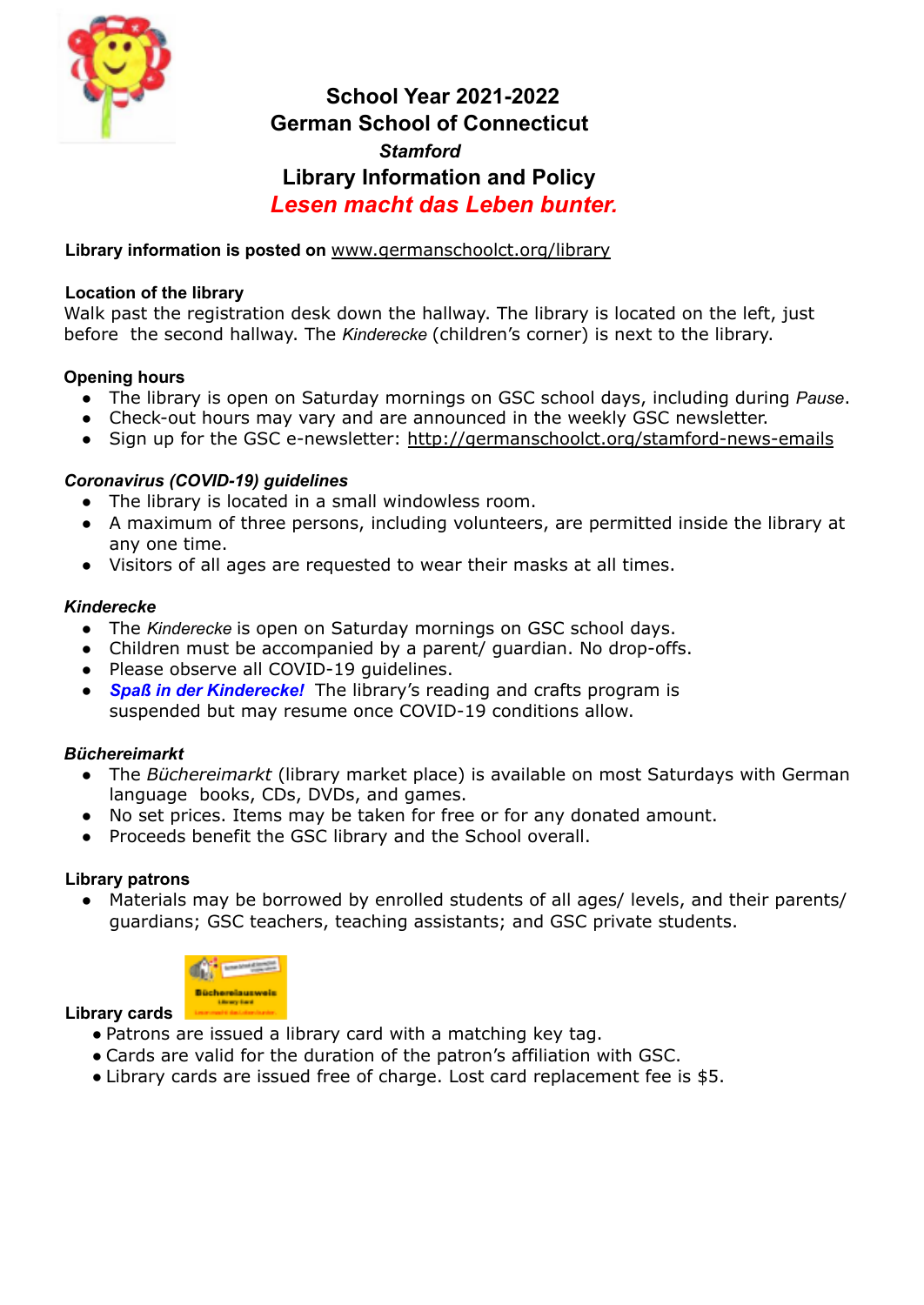# School Year 2021-2022
# German School of Connecticut
### *Stamford*
# Library Information and Policy
## *Lesen macht das Leben bunter.*

**Library information is posted on** www.germanschoolct.org/library

**Location of the library**

Walk past the registration desk down the hallway. The library is located on the left, just before the second hallway. The *Kinderecke* (children's corner) is next to the library.

**Opening hours**

- The library is open on Saturday mornings on GSC school days, including during *Pause*.
- Check-out hours may vary and are announced in the weekly GSC newsletter.
- Sign up for the GSC e-newsletter: http://germanschoolct.org/stamford-news-emails

***Coronavirus (COVID-19) guidelines***

- The library is located in a small windowless room.
- A maximum of three persons, including volunteers, are permitted inside the library at any one time.
- Visitors of all ages are requested to wear their masks at all times.

***Kinderecke***

- The *Kinderecke* is open on Saturday mornings on GSC school days.
- Children must be accompanied by a parent/ guardian. No drop-offs.
- Please observe all COVID-19 guidelines.
- ***Spaß in der Kinderecke!*** The library's reading and crafts program is suspended but may resume once COVID-19 conditions allow.

***Büchereimarkt***

- The *Büchereimarkt* (library market place) is available on most Saturdays with German language books, CDs, DVDs, and games.
- No set prices. Items may be taken for free or for any donated amount.
- Proceeds benefit the GSC library and the School overall.

**Library patrons**

- Materials may be borrowed by enrolled students of all ages/ levels, and their parents/ guardians; GSC teachers, teaching assistants; and GSC private students.

**Library cards**

- Patrons are issued a library card with a matching key tag.
- Cards are valid for the duration of the patron's affiliation with GSC.
- Library cards are issued free of charge. Lost card replacement fee is $5.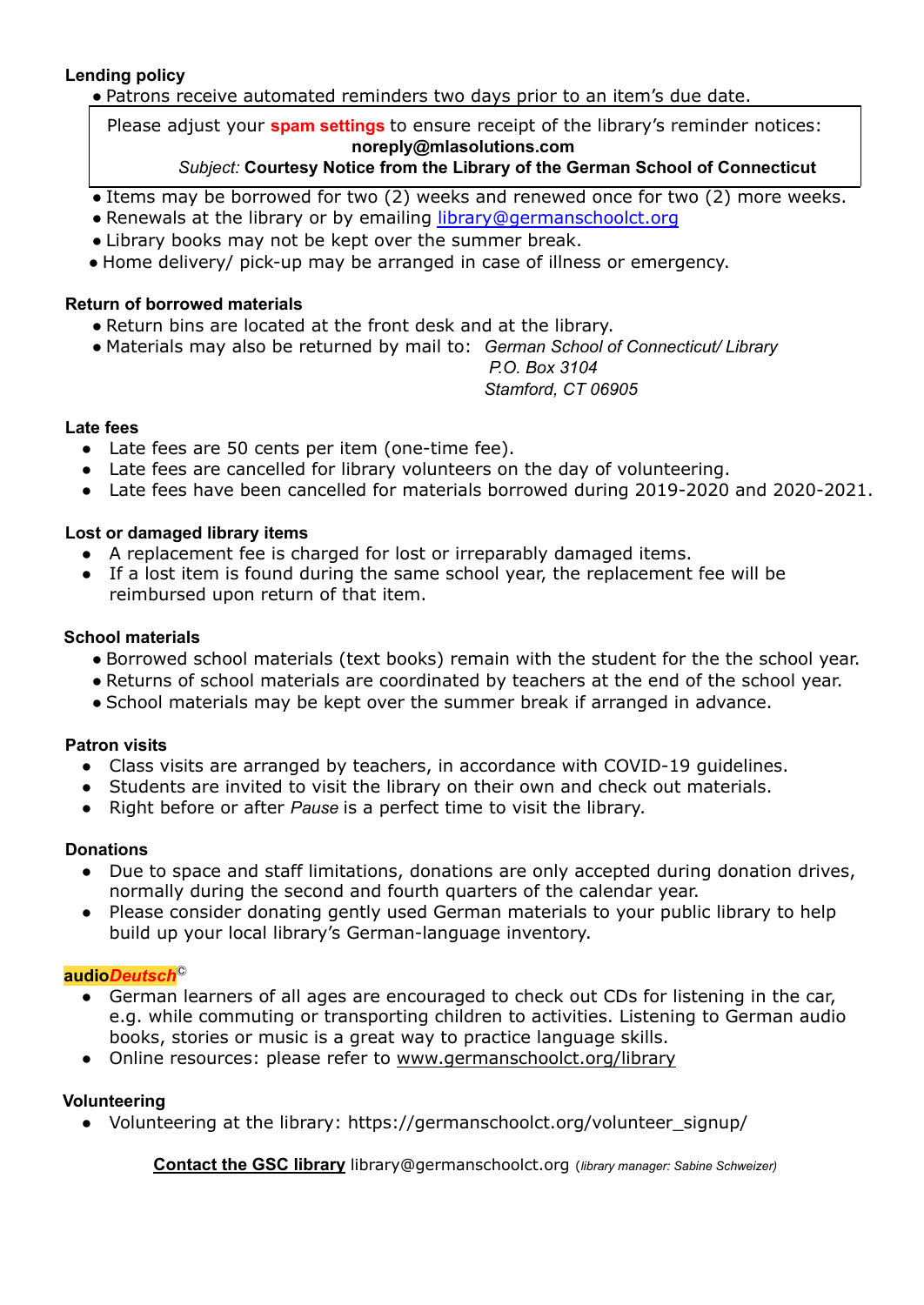**Lending policy**

- Patrons receive automated reminders two days prior to an item's due date.

> Please adjust your **spam settings** to ensure receipt of the library's reminder notices:
> **noreply@mlasolutions.com**
> *Subject:* **Courtesy Notice from the Library of the German School of Connecticut**

- Items may be borrowed for two (2) weeks and renewed once for two (2) more weeks.
- Renewals at the library or by emailing library@germanschoolct.org
- Library books may not be kept over the summer break.
- Home delivery/ pick-up may be arranged in case of illness or emergency.

**Return of borrowed materials**

- Return bins are located at the front desk and at the library.
- Materials may also be returned by mail to: *German School of Connecticut/ Library*
  *P.O. Box 3104*
  *Stamford, CT 06905*

**Late fees**

- Late fees are 50 cents per item (one-time fee).
- Late fees are cancelled for library volunteers on the day of volunteering.
- Late fees have been cancelled for materials borrowed during 2019-2020 and 2020-2021.

**Lost or damaged library items**

- A replacement fee is charged for lost or irreparably damaged items.
- If a lost item is found during the same school year, the replacement fee will be reimbursed upon return of that item.

**School materials**

- Borrowed school materials (text books) remain with the student for the the school year.
- Returns of school materials are coordinated by teachers at the end of the school year.
- School materials may be kept over the summer break if arranged in advance.

**Patron visits**

- Class visits are arranged by teachers, in accordance with COVID-19 guidelines.
- Students are invited to visit the library on their own and check out materials.
- Right before or after *Pause* is a perfect time to visit the library.

**Donations**

- Due to space and staff limitations, donations are only accepted during donation drives, normally during the second and fourth quarters of the calendar year.
- Please consider donating gently used German materials to your public library to help build up your local library's German-language inventory.

**audio*Deutsch*©**

- German learners of all ages are encouraged to check out CDs for listening in the car, e.g. while commuting or transporting children to activities. Listening to German audio books, stories or music is a great way to practice language skills.
- Online resources: please refer to www.germanschoolct.org/library

**Volunteering**

- Volunteering at the library: https://germanschoolct.org/volunteer_signup/

**Contact the GSC library** library@germanschoolct.org (*library manager: Sabine Schweizer*)